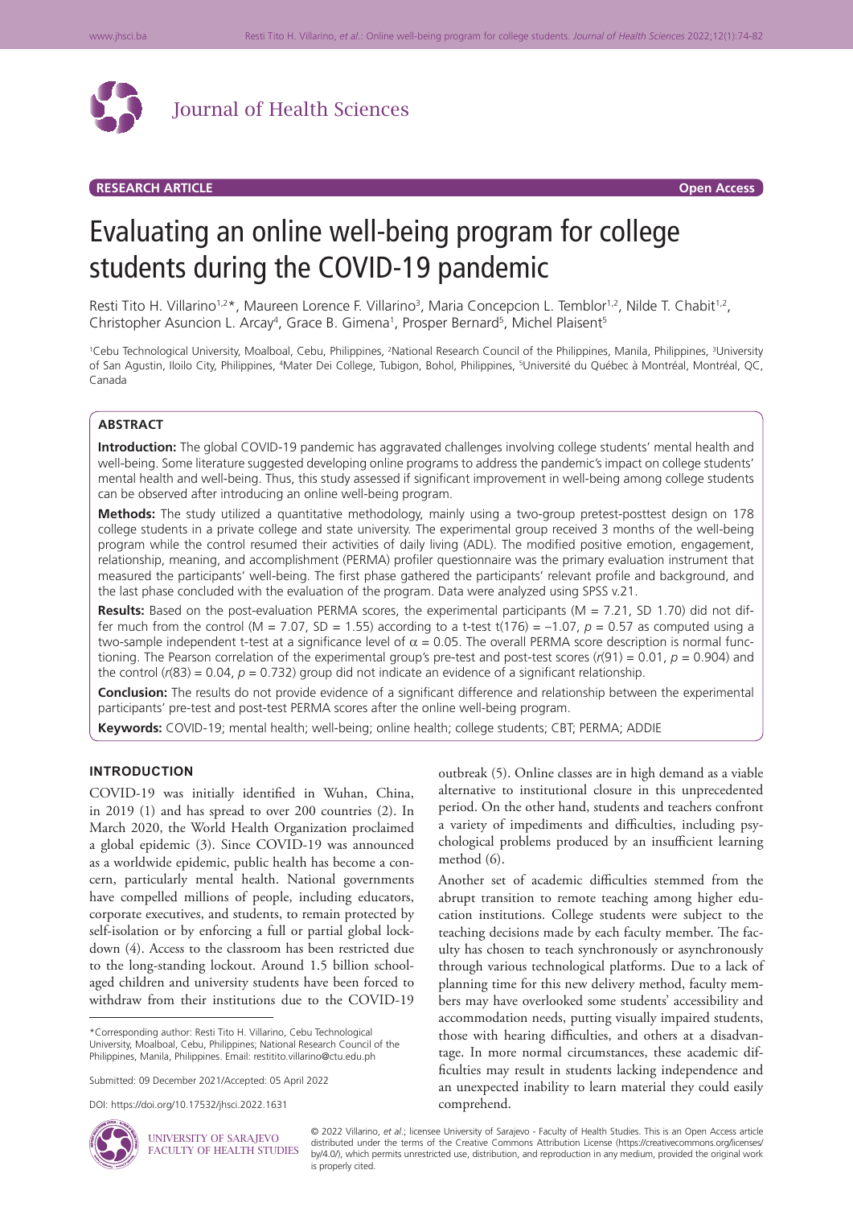Journal of Health Sciences

**RESEARCH ARTICLE** **Open Access**

# Evaluating an online well-being program for college students during the COVID-19 pandemic

Resti Tito H. Villarino[1,2]*, Maureen Lorence F. Villarino[3], Maria Concepcion L. Temblor[1,2], Nilde T. Chabit[1,2], Christopher Asuncion L. Arcay[4], Grace B. Gimena[1], Prosper Bernard[5], Michel Plaisent[5]

[1]Cebu Technological University, Moalboal, Cebu, Philippines, [2]National Research Council of the Philippines, Manila, Philippines, [3]University of San Agustin, Iloilo City, Philippines, [4]Mater Dei College, Tubigon, Bohol, Philippines, [5]Université du Québec à Montréal, Montréal, QC, Canada

## ABSTRACT

**Introduction:** The global COVID-19 pandemic has aggravated challenges involving college students' mental health and well-being. Some literature suggested developing online programs to address the pandemic's impact on college students' mental health and well-being. Thus, this study assessed if significant improvement in well-being among college students can be observed after introducing an online well-being program.

**Methods:** The study utilized a quantitative methodology, mainly using a two-group pretest-posttest design on 178 college students in a private college and state university. The experimental group received 3 months of the well-being program while the control resumed their activities of daily living (ADL). The modified positive emotion, engagement, relationship, meaning, and accomplishment (PERMA) profiler questionnaire was the primary evaluation instrument that measured the participants' well-being. The first phase gathered the participants' relevant profile and background, and the last phase concluded with the evaluation of the program. Data were analyzed using SPSS v.21.

**Results:** Based on the post-evaluation PERMA scores, the experimental participants (M = 7.21, SD 1.70) did not differ much from the control (M = 7.07, SD = 1.55) according to a t-test $t(176) = -1.07$, $p = 0.57$ as computed using a two-sample independent t-test at a significance level of $\alpha = 0.05$. The overall PERMA score description is normal functioning. The Pearson correlation of the experimental group's pre-test and post-test scores ($r(91) = 0.01$, $p = 0.904$) and the control ($r(83) = 0.04$, $p = 0.732$) group did not indicate an evidence of a significant relationship.

**Conclusion:** The results do not provide evidence of a significant difference and relationship between the experimental participants' pre-test and post-test PERMA scores after the online well-being program.

**Keywords:** COVID-19; mental health; well-being; online health; college students; CBT; PERMA; ADDIE

## INTRODUCTION

COVID-19 was initially identified in Wuhan, China, in 2019 (1) and has spread to over 200 countries (2). In March 2020, the World Health Organization proclaimed a global epidemic (3). Since COVID-19 was announced as a worldwide epidemic, public health has become a concern, particularly mental health. National governments have compelled millions of people, including educators, corporate executives, and students, to remain protected by self-isolation or by enforcing a full or partial global lockdown (4). Access to the classroom has been restricted due to the long-standing lockout. Around 1.5 billion school-aged children and university students have been forced to withdraw from their institutions due to the COVID-19 outbreak (5). Online classes are in high demand as a viable alternative to institutional closure in this unprecedented period. On the other hand, students and teachers confront a variety of impediments and difficulties, including psychological problems produced by an insufficient learning method (6).

Another set of academic difficulties stemmed from the abrupt transition to remote teaching among higher education institutions. College students were subject to the teaching decisions made by each faculty member. The faculty has chosen to teach synchronously or asynchronously through various technological platforms. Due to a lack of planning time for this new delivery method, faculty members may have overlooked some students' accessibility and accommodation needs, putting visually impaired students, those with hearing difficulties, and others at a disadvantage. In more normal circumstances, these academic difficulties may result in students lacking independence and an unexpected inability to learn material they could easily comprehend.

*Corresponding author: Resti Tito H. Villarino, Cebu Technological University, Moalboal, Cebu, Philippines; National Research Council of the Philippines, Manila, Philippines. Email: restitito.villarino@ctu.edu.ph

Submitted: 09 December 2021/Accepted: 05 April 2022

DOI: https://doi.org/10.17532/jhsci.2022.1631

UNIVERSITY OF SARAJEVO FACULTY OF HEALTH STUDIES

© 2022 Villarino, *et al*.; licensee University of Sarajevo - Faculty of Health Studies. This is an Open Access article distributed under the terms of the Creative Commons Attribution License (https://creativecommons.org/licenses/by/4.0/), which permits unrestricted use, distribution, and reproduction in any medium, provided the original work is properly cited.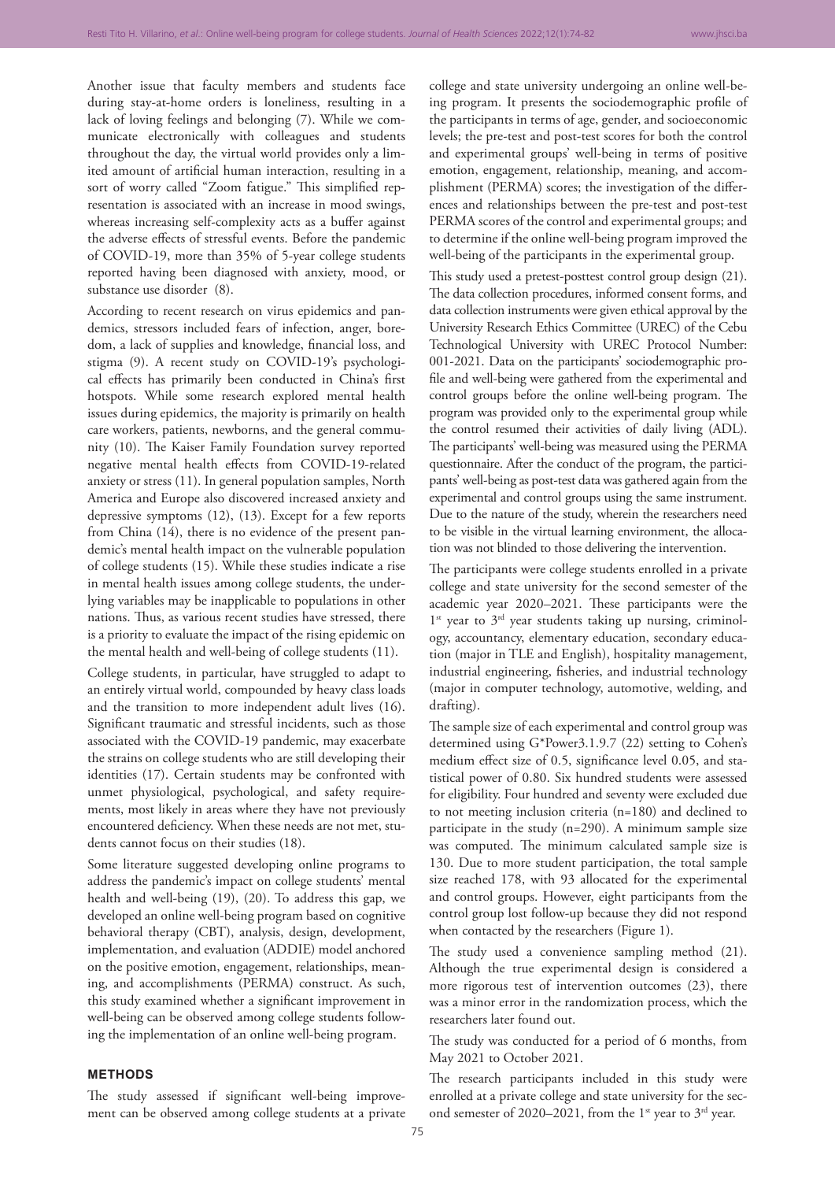Another issue that faculty members and students face during stay-at-home orders is loneliness, resulting in a lack of loving feelings and belonging (7). While we communicate electronically with colleagues and students throughout the day, the virtual world provides only a limited amount of artificial human interaction, resulting in a sort of worry called "Zoom fatigue." This simplified representation is associated with an increase in mood swings, whereas increasing self-complexity acts as a buffer against the adverse effects of stressful events. Before the pandemic of COVID-19, more than 35% of 5-year college students reported having been diagnosed with anxiety, mood, or substance use disorder (8).

According to recent research on virus epidemics and pandemics, stressors included fears of infection, anger, boredom, a lack of supplies and knowledge, financial loss, and stigma (9). A recent study on COVID-19's psychological effects has primarily been conducted in China's first hotspots. While some research explored mental health issues during epidemics, the majority is primarily on health care workers, patients, newborns, and the general community (10). The Kaiser Family Foundation survey reported negative mental health effects from COVID-19-related anxiety or stress (11). In general population samples, North America and Europe also discovered increased anxiety and depressive symptoms (12), (13). Except for a few reports from China (14), there is no evidence of the present pandemic's mental health impact on the vulnerable population of college students (15). While these studies indicate a rise in mental health issues among college students, the underlying variables may be inapplicable to populations in other nations. Thus, as various recent studies have stressed, there is a priority to evaluate the impact of the rising epidemic on the mental health and well-being of college students (11).

College students, in particular, have struggled to adapt to an entirely virtual world, compounded by heavy class loads and the transition to more independent adult lives (16). Significant traumatic and stressful incidents, such as those associated with the COVID-19 pandemic, may exacerbate the strains on college students who are still developing their identities (17). Certain students may be confronted with unmet physiological, psychological, and safety requirements, most likely in areas where they have not previously encountered deficiency. When these needs are not met, students cannot focus on their studies (18).

Some literature suggested developing online programs to address the pandemic's impact on college students' mental health and well-being (19), (20). To address this gap, we developed an online well-being program based on cognitive behavioral therapy (CBT), analysis, design, development, implementation, and evaluation (ADDIE) model anchored on the positive emotion, engagement, relationships, meaning, and accomplishments (PERMA) construct. As such, this study examined whether a significant improvement in well-being can be observed among college students following the implementation of an online well-being program.

## METHODS

The study assessed if significant well-being improvement can be observed among college students at a private college and state university undergoing an online well-being program. It presents the sociodemographic profile of the participants in terms of age, gender, and socioeconomic levels; the pre-test and post-test scores for both the control and experimental groups' well-being in terms of positive emotion, engagement, relationship, meaning, and accomplishment (PERMA) scores; the investigation of the differences and relationships between the pre-test and post-test PERMA scores of the control and experimental groups; and to determine if the online well-being program improved the well-being of the participants in the experimental group.

This study used a pretest-posttest control group design (21). The data collection procedures, informed consent forms, and data collection instruments were given ethical approval by the University Research Ethics Committee (UREC) of the Cebu Technological University with UREC Protocol Number: 001-2021. Data on the participants' sociodemographic profile and well-being were gathered from the experimental and control groups before the online well-being program. The program was provided only to the experimental group while the control resumed their activities of daily living (ADL). The participants' well-being was measured using the PERMA questionnaire. After the conduct of the program, the participants' well-being as post-test data was gathered again from the experimental and control groups using the same instrument. Due to the nature of the study, wherein the researchers need to be visible in the virtual learning environment, the allocation was not blinded to those delivering the intervention.

The participants were college students enrolled in a private college and state university for the second semester of the academic year 2020–2021. These participants were the 1st year to 3rd year students taking up nursing, criminology, accountancy, elementary education, secondary education (major in TLE and English), hospitality management, industrial engineering, fisheries, and industrial technology (major in computer technology, automotive, welding, and drafting).

The sample size of each experimental and control group was determined using G*Power3.1.9.7 (22) setting to Cohen's medium effect size of 0.5, significance level 0.05, and statistical power of 0.80. Six hundred students were assessed for eligibility. Four hundred and seventy were excluded due to not meeting inclusion criteria (n=180) and declined to participate in the study (n=290). A minimum sample size was computed. The minimum calculated sample size is 130. Due to more student participation, the total sample size reached 178, with 93 allocated for the experimental and control groups. However, eight participants from the control group lost follow-up because they did not respond when contacted by the researchers (Figure 1).

The study used a convenience sampling method (21). Although the true experimental design is considered a more rigorous test of intervention outcomes (23), there was a minor error in the randomization process, which the researchers later found out.

The study was conducted for a period of 6 months, from May 2021 to October 2021.

The research participants included in this study were enrolled at a private college and state university for the second semester of 2020–2021, from the 1st year to 3rd year.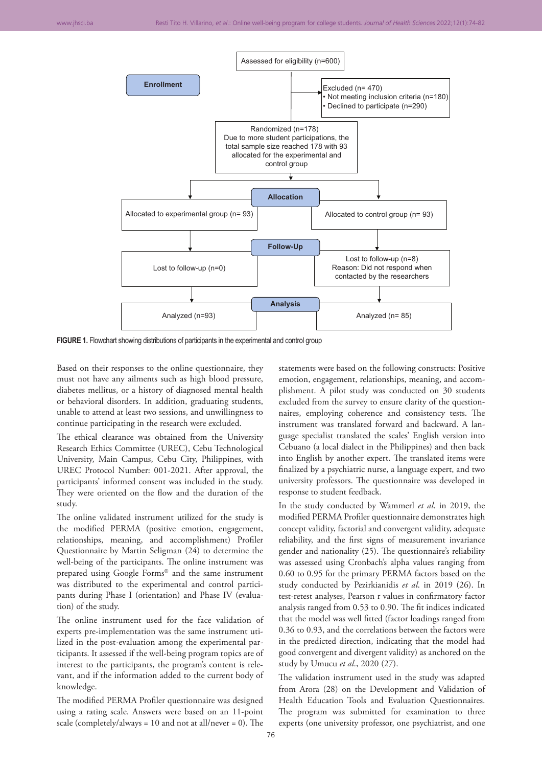Assessed for eligibility (n=600)

Enrollment

Excluded (n= 470)
- Not meeting inclusion criteria (n=180)
- Declined to participate (n=290)

Randomized (n=178)
Due to more student participations, the total sample size reached 178 with 93 allocated for the experimental and control group

Allocation

Allocated to experimental group (n= 93)

Allocated to control group (n= 93)

Follow-Up

Lost to follow-up (n=0)

Lost to follow-up (n=8)
Reason: Did not respond when contacted by the researchers

Analysis

Analyzed (n=93)

Analyzed (n= 85)

**FIGURE 1.** Flowchart showing distributions of participants in the experimental and control group

Based on their responses to the online questionnaire, they must not have any ailments such as high blood pressure, diabetes mellitus, or a history of diagnosed mental health or behavioral disorders. In addition, graduating students, unable to attend at least two sessions, and unwillingness to continue participating in the research were excluded.

The ethical clearance was obtained from the University Research Ethics Committee (UREC), Cebu Technological University, Main Campus, Cebu City, Philippines, with UREC Protocol Number: 001-2021. After approval, the participants' informed consent was included in the study. They were oriented on the flow and the duration of the study.

The online validated instrument utilized for the study is the modified PERMA (positive emotion, engagement, relationships, meaning, and accomplishment) Profiler Questionnaire by Martin Seligman (24) to determine the well-being of the participants. The online instrument was prepared using Google Forms® and the same instrument was distributed to the experimental and control participants during Phase I (orientation) and Phase IV (evaluation) of the study.

The online instrument used for the face validation of experts pre-implementation was the same instrument utilized in the post-evaluation among the experimental participants. It assessed if the well-being program topics are of interest to the participants, the program's content is relevant, and if the information added to the current body of knowledge.

The modified PERMA Profiler questionnaire was designed using a rating scale. Answers were based on an 11-point scale (completely/always = 10 and not at all/never = 0). The statements were based on the following constructs: Positive emotion, engagement, relationships, meaning, and accomplishment. A pilot study was conducted on 30 students excluded from the survey to ensure clarity of the questionnaires, employing coherence and consistency tests. The instrument was translated forward and backward. A language specialist translated the scales' English version into Cebuano (a local dialect in the Philippines) and then back into English by another expert. The translated items were finalized by a psychiatric nurse, a language expert, and two university professors. The questionnaire was developed in response to student feedback.

In the study conducted by Wammerl *et al.* in 2019, the modified PERMA Profiler questionnaire demonstrates high concept validity, factorial and convergent validity, adequate reliability, and the first signs of measurement invariance gender and nationality (25). The questionnaire's reliability was assessed using Cronbach's alpha values ranging from 0.60 to 0.95 for the primary PERMA factors based on the study conducted by Pezirkianidis *et al.* in 2019 (26). In test-retest analyses, Pearson r values in confirmatory factor analysis ranged from 0.53 to 0.90. The fit indices indicated that the model was well fitted (factor loadings ranged from 0.36 to 0.93, and the correlations between the factors were in the predicted direction, indicating that the model had good convergent and divergent validity) as anchored on the study by Umucu *et al.*, 2020 (27).

The validation instrument used in the study was adapted from Arora (28) on the Development and Validation of Health Education Tools and Evaluation Questionnaires. The program was submitted for examination to three experts (one university professor, one psychiatrist, and one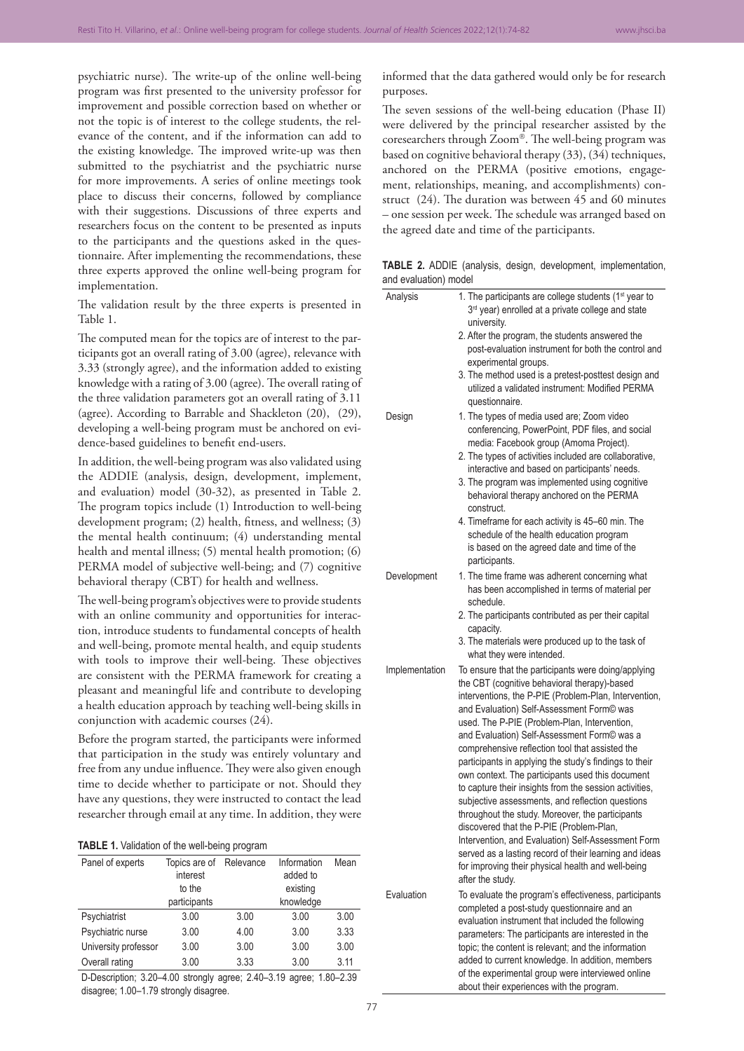psychiatric nurse). The write-up of the online well-being program was first presented to the university professor for improvement and possible correction based on whether or not the topic is of interest to the college students, the relevance of the content, and if the information can add to the existing knowledge. The improved write-up was then submitted to the psychiatrist and the psychiatric nurse for more improvements. A series of online meetings took place to discuss their concerns, followed by compliance with their suggestions. Discussions of three experts and researchers focus on the content to be presented as inputs to the participants and the questions asked in the questionnaire. After implementing the recommendations, these three experts approved the online well-being program for implementation.

The validation result by the three experts is presented in Table 1.

The computed mean for the topics are of interest to the participants got an overall rating of 3.00 (agree), relevance with 3.33 (strongly agree), and the information added to existing knowledge with a rating of 3.00 (agree). The overall rating of the three validation parameters got an overall rating of 3.11 (agree). According to Barrable and Shackleton (20), (29), developing a well-being program must be anchored on evidence-based guidelines to benefit end-users.

In addition, the well-being program was also validated using the ADDIE (analysis, design, development, implement, and evaluation) model (30-32), as presented in Table 2. The program topics include (1) Introduction to well-being development program; (2) health, fitness, and wellness; (3) the mental health continuum; (4) understanding mental health and mental illness; (5) mental health promotion; (6) PERMA model of subjective well-being; and (7) cognitive behavioral therapy (CBT) for health and wellness.

The well-being program's objectives were to provide students with an online community and opportunities for interaction, introduce students to fundamental concepts of health and well-being, promote mental health, and equip students with tools to improve their well-being. These objectives are consistent with the PERMA framework for creating a pleasant and meaningful life and contribute to developing a health education approach by teaching well-being skills in conjunction with academic courses (24).

Before the program started, the participants were informed that participation in the study was entirely voluntary and free from any undue influence. They were also given enough time to decide whether to participate or not. Should they have any questions, they were instructed to contact the lead researcher through email at any time. In addition, they were informed that the data gathered would only be for research purposes.

**TABLE 1.** Validation of the well-being program

| Panel of experts | Topics are of interest to the participants | Relevance | Information added to existing knowledge | Mean |
|---|---|---|---|---|
| Psychiatrist | 3.00 | 3.00 | 3.00 | 3.00 |
| Psychiatric nurse | 3.00 | 4.00 | 3.00 | 3.33 |
| University professor | 3.00 | 3.00 | 3.00 | 3.00 |
| Overall rating | 3.00 | 3.33 | 3.00 | 3.11 |

D-Description; 3.20–4.00 strongly agree; 2.40–3.19 agree; 1.80–2.39 disagree; 1.00–1.79 strongly disagree.

The seven sessions of the well-being education (Phase II) were delivered by the principal researcher assisted by the coresearchers through Zoom®. The well-being program was based on cognitive behavioral therapy (33), (34) techniques, anchored on the PERMA (positive emotions, engagement, relationships, meaning, and accomplishments) construct (24). The duration was between 45 and 60 minutes – one session per week. The schedule was arranged based on the agreed date and time of the participants.

**TABLE 2.** ADDIE (analysis, design, development, implementation, and evaluation) model

| | |
|---|---|
| Analysis | 1. The participants are college students (1st year to 3rd year) enrolled at a private college and state university. 2. After the program, the students answered the post-evaluation instrument for both the control and experimental groups. 3. The method used is a pretest-posttest design and utilized a validated instrument: Modified PERMA questionnaire. |
| Design | 1. The types of media used are; Zoom video conferencing, PowerPoint, PDF files, and social media: Facebook group (Amoma Project). 2. The types of activities included are collaborative, interactive and based on participants' needs. 3. The program was implemented using cognitive behavioral therapy anchored on the PERMA construct. 4. Timeframe for each activity is 45–60 min. The schedule of the health education program is based on the agreed date and time of the participants. |
| Development | 1. The time frame was adherent concerning what has been accomplished in terms of material per schedule. 2. The participants contributed as per their capital capacity. 3. The materials were produced up to the task of what they were intended. |
| Implementation | To ensure that the participants were doing/applying the CBT (cognitive behavioral therapy)-based interventions, the P-PIE (Problem-Plan, Intervention, and Evaluation) Self-Assessment Form© was used. The P-PIE (Problem-Plan, Intervention, and Evaluation) Self-Assessment Form© was a comprehensive reflection tool that assisted the participants in applying the study's findings to their own context. The participants used this document to capture their insights from the session activities, subjective assessments, and reflection questions throughout the study. Moreover, the participants discovered that the P-PIE (Problem-Plan, Intervention, and Evaluation) Self-Assessment Form served as a lasting record of their learning and ideas for improving their physical health and well-being after the study. |
| Evaluation | To evaluate the program's effectiveness, participants completed a post-study questionnaire and an evaluation instrument that included the following parameters: The participants are interested in the topic; the content is relevant; and the information added to current knowledge. In addition, members of the experimental group were interviewed online about their experiences with the program. |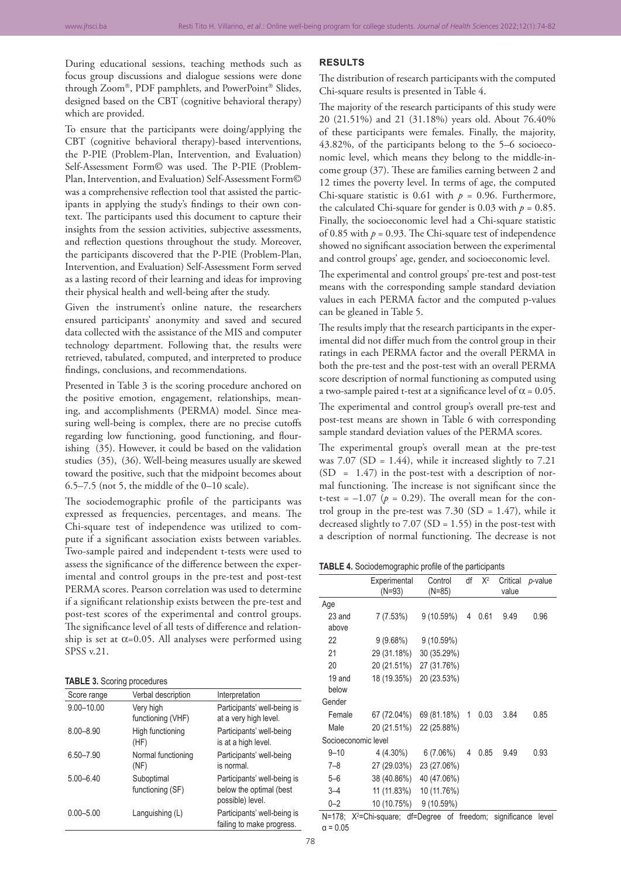During educational sessions, teaching methods such as focus group discussions and dialogue sessions were done through Zoom®, PDF pamphlets, and PowerPoint® Slides, designed based on the CBT (cognitive behavioral therapy) which are provided.

To ensure that the participants were doing/applying the CBT (cognitive behavioral therapy)-based interventions, the P-PIE (Problem-Plan, Intervention, and Evaluation) Self-Assessment Form© was used. The P-PIE (Problem-Plan, Intervention, and Evaluation) Self-Assessment Form© was a comprehensive reflection tool that assisted the participants in applying the study's findings to their own context. The participants used this document to capture their insights from the session activities, subjective assessments, and reflection questions throughout the study. Moreover, the participants discovered that the P-PIE (Problem-Plan, Intervention, and Evaluation) Self-Assessment Form served as a lasting record of their learning and ideas for improving their physical health and well-being after the study.

Given the instrument's online nature, the researchers ensured participants' anonymity and saved and secured data collected with the assistance of the MIS and computer technology department. Following that, the results were retrieved, tabulated, computed, and interpreted to produce findings, conclusions, and recommendations.

Presented in Table 3 is the scoring procedure anchored on the positive emotion, engagement, relationships, meaning, and accomplishments (PERMA) model. Since measuring well-being is complex, there are no precise cutoffs regarding low functioning, good functioning, and flourishing (35). However, it could be based on the validation studies (35), (36). Well-being measures usually are skewed toward the positive, such that the midpoint becomes about 6.5–7.5 (not 5, the middle of the 0–10 scale).

The sociodemographic profile of the participants was expressed as frequencies, percentages, and means. The Chi-square test of independence was utilized to compute if a significant association exists between variables. Two-sample paired and independent t-tests were used to assess the significance of the difference between the experimental and control groups in the pre-test and post-test PERMA scores. Pearson correlation was used to determine if a significant relationship exists between the pre-test and post-test scores of the experimental and control groups. The significance level of all tests of difference and relationship is set at $\alpha$=0.05. All analyses were performed using SPSS v.21.

**TABLE 3.** Scoring procedures

| Score range | Verbal description | Interpretation |
|---|---|---|
| 9.00–10.00 | Very high functioning (VHF) | Participants' well-being is at a very high level. |
| 8.00–8.90 | High functioning (HF) | Participants' well-being is at a high level. |
| 6.50–7.90 | Normal functioning (NF) | Participants' well-being is normal. |
| 5.00–6.40 | Suboptimal functioning (SF) | Participants' well-being is below the optimal (best possible) level. |
| 0.00–5.00 | Languishing (L) | Participants' well-being is failing to make progress. |

## RESULTS

The distribution of research participants with the computed Chi-square results is presented in Table 4.

The majority of the research participants of this study were 20 (21.51%) and 21 (31.18%) years old. About 76.40% of these participants were females. Finally, the majority, 43.82%, of the participants belong to the 5–6 socioeconomic level, which means they belong to the middle-income group (37). These are families earning between 2 and 12 times the poverty level. In terms of age, the computed Chi-square statistic is 0.61 with $p$ = 0.96. Furthermore, the calculated Chi-square for gender is 0.03 with $p$ = 0.85. Finally, the socioeconomic level had a Chi-square statistic of 0.85 with $p$ = 0.93. The Chi-square test of independence showed no significant association between the experimental and control groups' age, gender, and socioeconomic level.

The experimental and control groups' pre-test and post-test means with the corresponding sample standard deviation values in each PERMA factor and the computed p-values can be gleaned in Table 5.

The results imply that the research participants in the experimental did not differ much from the control group in their ratings in each PERMA factor and the overall PERMA in both the pre-test and the post-test with an overall PERMA score description of normal functioning as computed using a two-sample paired t-test at a significance level of $\alpha$ = 0.05.

The experimental and control group's overall pre-test and post-test means are shown in Table 6 with corresponding sample standard deviation values of the PERMA scores.

The experimental group's overall mean at the pre-test was 7.07 (SD = 1.44), while it increased slightly to 7.21 (SD = 1.47) in the post-test with a description of normal functioning. The increase is not significant since the t-test = –1.07 ($p$ = 0.29). The overall mean for the control group in the pre-test was 7.30 (SD = 1.47), while it decreased slightly to 7.07 (SD = 1.55) in the post-test with a description of normal functioning. The decrease is not

**TABLE 4.** Sociodemographic profile of the participants

| | Experimental (N=93) | Control (N=85) | df | $X^2$ | Critical value | $p$-value |
|---|---|---|---|---|---|---|
| Age | | | | | | |
| 23 and above | 7 (7.53%) | 9 (10.59%) | 4 | 0.61 | 9.49 | 0.96 |
| 22 | 9 (9.68%) | 9 (10.59%) | | | | |
| 21 | 29 (31.18%) | 30 (35.29%) | | | | |
| 20 | 20 (21.51%) | 27 (31.76%) | | | | |
| 19 and below | 18 (19.35%) | 20 (23.53%) | | | | |
| Gender | | | | | | |
| Female | 67 (72.04%) | 69 (81.18%) | 1 | 0.03 | 3.84 | 0.85 |
| Male | 20 (21.51%) | 22 (25.88%) | | | | |
| Socioeconomic level | | | | | | |
| 9–10 | 4 (4.30%) | 6 (7.06%) | 4 | 0.85 | 9.49 | 0.93 |
| 7–8 | 27 (29.03%) | 23 (27.06%) | | | | |
| 5–6 | 38 (40.86%) | 40 (47.06%) | | | | |
| 3–4 | 11 (11.83%) | 10 (11.76%) | | | | |
| 0–2 | 10 (10.75%) | 9 (10.59%) | | | | |

N=178; $X^2$=Chi-square; df=Degree of freedom; significance level $\alpha$ = 0.05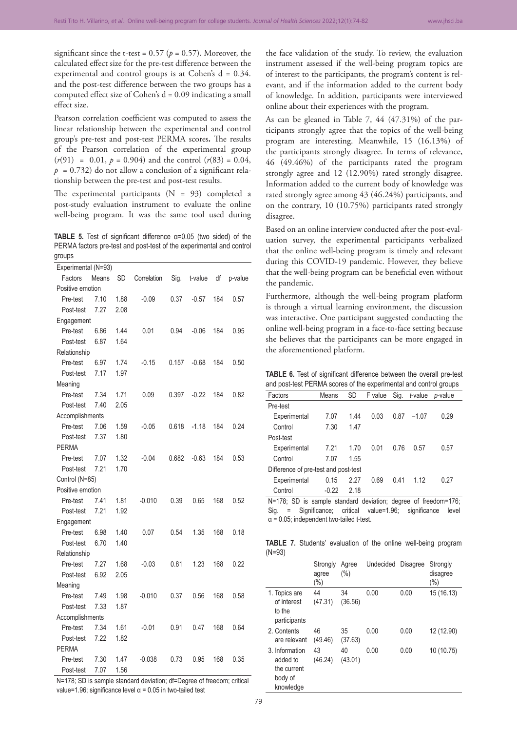significant since the t-test = 0.57 ($p$ = 0.57). Moreover, the calculated effect size for the pre-test difference between the experimental and control groups is at Cohen's d = 0.34. and the post-test difference between the two groups has a computed effect size of Cohen's d = 0.09 indicating a small effect size.

Pearson correlation coefficient was computed to assess the linear relationship between the experimental and control group's pre-test and post-test PERMA scores**.** The results of the Pearson correlation of the experimental group ($r(91)$ = 0.01, $p$ = 0.904) and the control ($r(83)$ = 0.04, $p$ = 0.732) do not allow a conclusion of a significant relationship between the pre-test and post-test results.

The experimental participants (N = 93) completed a post-study evaluation instrument to evaluate the online well-being program. It was the same tool used during the face validation of the study. To review, the evaluation instrument assessed if the well-being program topics are of interest to the participants, the program's content is relevant, and if the information added to the current body of knowledge. In addition, participants were interviewed online about their experiences with the program.

As can be gleaned in Table 7, 44 (47.31%) of the participants strongly agree that the topics of the well-being program are interesting. Meanwhile, 15 (16.13%) of the participants strongly disagree. In terms of relevance, 46 (49.46%) of the participants rated the program strongly agree and 12 (12.90%) rated strongly disagree. Information added to the current body of knowledge was rated strongly agree among 43 (46.24%) participants, and on the contrary, 10 (10.75%) participants rated strongly disagree.

Based on an online interview conducted after the post-evaluation survey, the experimental participants verbalized that the online well-being program is timely and relevant during this COVID-19 pandemic. However, they believe that the well-being program can be beneficial even without the pandemic.

Furthermore, although the well-being program platform is through a virtual learning environment, the discussion was interactive. One participant suggested conducting the online well-being program in a face-to-face setting because she believes that the participants can be more engaged in the aforementioned platform.

**TABLE 5.** Test of significant difference α=0.05 (two sided) of the PERMA factors pre-test and post-test of the experimental and control groups

| Factors | Means | SD | Correlation | Sig. | t-value | df | p-value |
|---|---|---|---|---|---|---|---|
| Experimental (N=93) | | | | | | | |
| Positive emotion | | | | | | | |
| Pre-test | 7.10 | 1.88 | -0.09 | 0.37 | -0.57 | 184 | 0.57 |
| Post-test | 7.27 | 2.08 | | | | | |
| Engagement | | | | | | | |
| Pre-test | 6.86 | 1.44 | 0.01 | 0.94 | -0.06 | 184 | 0.95 |
| Post-test | 6.87 | 1.64 | | | | | |
| Relationship | | | | | | | |
| Pre-test | 6.97 | 1.74 | -0.15 | 0.157 | -0.68 | 184 | 0.50 |
| Post-test | 7.17 | 1.97 | | | | | |
| Meaning | | | | | | | |
| Pre-test | 7.34 | 1.71 | 0.09 | 0.397 | -0.22 | 184 | 0.82 |
| Post-test | 7.40 | 2.05 | | | | | |
| Accomplishments | | | | | | | |
| Pre-test | 7.06 | 1.59 | -0.05 | 0.618 | -1.18 | 184 | 0.24 |
| Post-test | 7.37 | 1.80 | | | | | |
| PERMA | | | | | | | |
| Pre-test | 7.07 | 1.32 | -0.04 | 0.682 | -0.63 | 184 | 0.53 |
| Post-test | 7.21 | 1.70 | | | | | |
| Control (N=85) | | | | | | | |
| Positive emotion | | | | | | | |
| Pre-test | 7.41 | 1.81 | -0.010 | 0.39 | 0.65 | 168 | 0.52 |
| Post-test | 7.21 | 1.92 | | | | | |
| Engagement | | | | | | | |
| Pre-test | 6.98 | 1.40 | 0.07 | 0.54 | 1.35 | 168 | 0.18 |
| Post-test | 6.70 | 1.40 | | | | | |
| Relationship | | | | | | | |
| Pre-test | 7.27 | 1.68 | -0.03 | 0.81 | 1.23 | 168 | 0.22 |
| Post-test | 6.92 | 2.05 | | | | | |
| Meaning | | | | | | | |
| Pre-test | 7.49 | 1.98 | -0.010 | 0.37 | 0.56 | 168 | 0.58 |
| Post-test | 7.33 | 1.87 | | | | | |
| Accomplishments | | | | | | | |
| Pre-test | 7.34 | 1.61 | -0.01 | 0.91 | 0.47 | 168 | 0.64 |
| Post-test | 7.22 | 1.82 | | | | | |
| PERMA | | | | | | | |
| Pre-test | 7.30 | 1.47 | -0.038 | 0.73 | 0.95 | 168 | 0.35 |
| Post-test | 7.07 | 1.56 | | | | | |

N=178; SD is sample standard deviation; df=Degree of freedom; critical value=1.96; significance level α = 0.05 in two-tailed test

**TABLE 6.** Test of significant difference between the overall pre-test and post-test PERMA scores of the experimental and control groups

| Factors | Means | SD | F value | Sig. | *t*-value | *p*-value |
|---|---|---|---|---|---|---|
| Pre-test | | | | | | |
| Experimental | 7.07 | 1.44 | 0.03 | 0.87 | −1.07 | 0.29 |
| Control | 7.30 | 1.47 | | | | |
| Post-test | | | | | | |
| Experimental | 7.21 | 1.70 | 0.01 | 0.76 | 0.57 | 0.57 |
| Control | 7.07 | 1.55 | | | | |
| Difference of pre-test and post-test | | | | | | |
| Experimental | 0.15 | 2.27 | 0.69 | 0.41 | 1.12 | 0.27 |
| Control | -0.22 | 2.18 | | | | |

N=178; SD is sample standard deviation; degree of freedom=176; Sig. = Significance; critical value=1.96; significance level α = 0.05; independent two-tailed t-test.

**TABLE 7.** Students' evaluation of the online well-being program (N=93)

| | Strongly agree (%) | Agree (%) | Undecided | Disagree | Strongly disagree (%) |
|---|---|---|---|---|---|
| 1. Topics are of interest to the participants | 44 (47.31) | 34 (36.56) | 0.00 | 0.00 | 15 (16.13) |
| 2. Contents are relevant | 46 (49.46) | 35 (37.63) | 0.00 | 0.00 | 12 (12.90) |
| 3. Information added to the current body of knowledge | 43 (46.24) | 40 (43.01) | 0.00 | 0.00 | 10 (10.75) |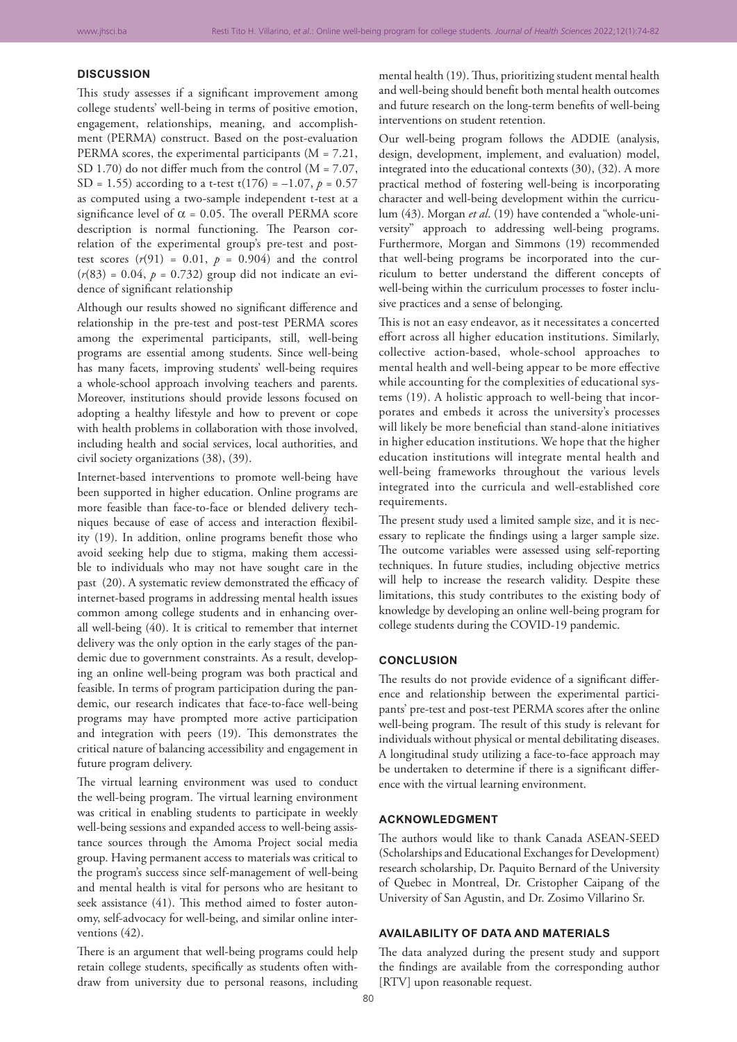## DISCUSSION

This study assesses if a significant improvement among college students' well-being in terms of positive emotion, engagement, relationships, meaning, and accomplishment (PERMA) construct. Based on the post-evaluation PERMA scores, the experimental participants (M = 7.21, SD 1.70) do not differ much from the control (M = 7.07, SD = 1.55) according to a t-test $t(176) = -1.07$, $p = 0.57$ as computed using a two-sample independent t-test at a significance level of $\alpha = 0.05$. The overall PERMA score description is normal functioning. The Pearson correlation of the experimental group's pre-test and post-test scores ($r(91) = 0.01$, $p = 0.904$) and the control ($r(83) = 0.04$, $p = 0.732$) group did not indicate an evidence of significant relationship

Although our results showed no significant difference and relationship in the pre-test and post-test PERMA scores among the experimental participants, still, well-being programs are essential among students. Since well-being has many facets, improving students' well-being requires a whole-school approach involving teachers and parents. Moreover, institutions should provide lessons focused on adopting a healthy lifestyle and how to prevent or cope with health problems in collaboration with those involved, including health and social services, local authorities, and civil society organizations (38), (39).

Internet-based interventions to promote well-being have been supported in higher education. Online programs are more feasible than face-to-face or blended delivery techniques because of ease of access and interaction flexibility (19). In addition, online programs benefit those who avoid seeking help due to stigma, making them accessible to individuals who may not have sought care in the past (20). A systematic review demonstrated the efficacy of internet-based programs in addressing mental health issues common among college students and in enhancing overall well-being (40). It is critical to remember that internet delivery was the only option in the early stages of the pandemic due to government constraints. As a result, developing an online well-being program was both practical and feasible. In terms of program participation during the pandemic, our research indicates that face-to-face well-being programs may have prompted more active participation and integration with peers (19). This demonstrates the critical nature of balancing accessibility and engagement in future program delivery.

The virtual learning environment was used to conduct the well-being program. The virtual learning environment was critical in enabling students to participate in weekly well-being sessions and expanded access to well-being assistance sources through the Amoma Project social media group. Having permanent access to materials was critical to the program's success since self-management of well-being and mental health is vital for persons who are hesitant to seek assistance (41). This method aimed to foster autonomy, self-advocacy for well-being, and similar online interventions (42).

There is an argument that well-being programs could help retain college students, specifically as students often withdraw from university due to personal reasons, including mental health (19). Thus, prioritizing student mental health and well-being should benefit both mental health outcomes and future research on the long-term benefits of well-being interventions on student retention.

Our well-being program follows the ADDIE (analysis, design, development, implement, and evaluation) model, integrated into the educational contexts (30), (32). A more practical method of fostering well-being is incorporating character and well-being development within the curriculum (43). Morgan *et al*. (19) have contended a "whole-university" approach to addressing well-being programs. Furthermore, Morgan and Simmons (19) recommended that well-being programs be incorporated into the curriculum to better understand the different concepts of well-being within the curriculum processes to foster inclusive practices and a sense of belonging.

This is not an easy endeavor, as it necessitates a concerted effort across all higher education institutions. Similarly, collective action-based, whole-school approaches to mental health and well-being appear to be more effective while accounting for the complexities of educational systems (19). A holistic approach to well-being that incorporates and embeds it across the university's processes will likely be more beneficial than stand-alone initiatives in higher education institutions. We hope that the higher education institutions will integrate mental health and well-being frameworks throughout the various levels integrated into the curricula and well-established core requirements.

The present study used a limited sample size, and it is necessary to replicate the findings using a larger sample size. The outcome variables were assessed using self-reporting techniques. In future studies, including objective metrics will help to increase the research validity. Despite these limitations, this study contributes to the existing body of knowledge by developing an online well-being program for college students during the COVID-19 pandemic.

## CONCLUSION

The results do not provide evidence of a significant difference and relationship between the experimental participants' pre-test and post-test PERMA scores after the online well-being program. The result of this study is relevant for individuals without physical or mental debilitating diseases. A longitudinal study utilizing a face-to-face approach may be undertaken to determine if there is a significant difference with the virtual learning environment.

## ACKNOWLEDGMENT

The authors would like to thank Canada ASEAN-SEED (Scholarships and Educational Exchanges for Development) research scholarship, Dr. Paquito Bernard of the University of Quebec in Montreal, Dr. Cristopher Caipang of the University of San Agustin, and Dr. Zosimo Villarino Sr.

## AVAILABILITY OF DATA AND MATERIALS

The data analyzed during the present study and support the findings are available from the corresponding author [RTV] upon reasonable request.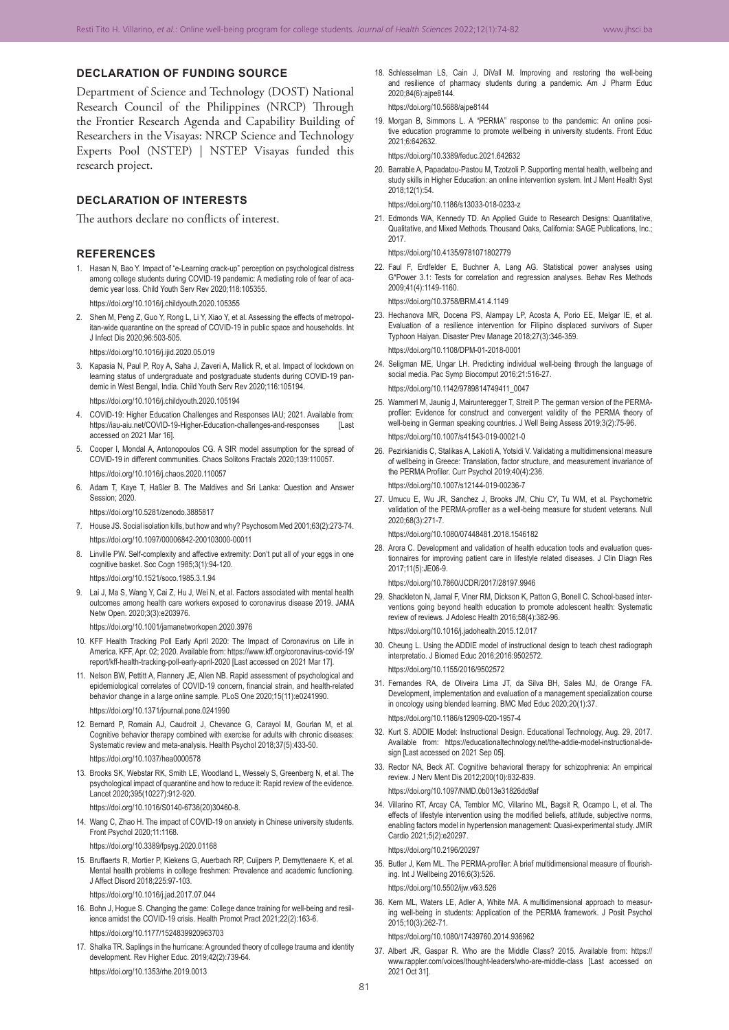## DECLARATION OF FUNDING SOURCE

Department of Science and Technology (DOST) National Research Council of the Philippines (NRCP) Through the Frontier Research Agenda and Capability Building of Researchers in the Visayas: NRCP Science and Technology Experts Pool (NSTEP) | NSTEP Visayas funded this research project.

## DECLARATION OF INTERESTS

The authors declare no conflicts of interest.

## REFERENCES

1. Hasan N, Bao Y. Impact of "e-Learning crack-up" perception on psychological distress among college students during COVID-19 pandemic: A mediating role of fear of academic year loss. Child Youth Serv Rev 2020;118:105355.
   https://doi.org/10.1016/j.childyouth.2020.105355
2. Shen M, Peng Z, Guo Y, Rong L, Li Y, Xiao Y, et al. Assessing the effects of metropolitan-wide quarantine on the spread of COVID-19 in public space and households. Int J Infect Dis 2020;96:503-505.
   https://doi.org/10.1016/j.ijid.2020.05.019
3. Kapasia N, Paul P, Roy A, Saha J, Zaveri A, Mallick R, et al. Impact of lockdown on learning status of undergraduate and postgraduate students during COVID-19 pandemic in West Bengal, India. Child Youth Serv Rev 2020;116:105194.
   https://doi.org/10.1016/j.childyouth.2020.105194
4. COVID-19: Higher Education Challenges and Responses IAU; 2021. Available from: https://iau-aiu.net/COVID-19-Higher-Education-challenges-and-responses [Last accessed on 2021 Mar 16].
5. Cooper I, Mondal A, Antonopoulos CG. A SIR model assumption for the spread of COVID-19 in different communities. Chaos Solitons Fractals 2020;139:110057.
   https://doi.org/10.1016/j.chaos.2020.110057
6. Adam T, Kaye T, Haßler B. The Maldives and Sri Lanka: Question and Answer Session; 2020.
   https://doi.org/10.5281/zenodo.3885817
7. House JS. Social isolation kills, but how and why? Psychosom Med 2001;63(2):273-74.
   https://doi.org/10.1097/00006842-200103000-00011
8. Linville PW. Self-complexity and affective extremity: Don't put all of your eggs in one cognitive basket. Soc Cogn 1985;3(1):94-120.
   https://doi.org/10.1521/soco.1985.3.1.94
9. Lai J, Ma S, Wang Y, Cai Z, Hu J, Wei N, et al. Factors associated with mental health outcomes among health care workers exposed to coronavirus disease 2019. JAMA Netw Open. 2020;3(3):e203976.
   https://doi.org/10.1001/jamanetworkopen.2020.3976
10. KFF Health Tracking Poll Early April 2020: The Impact of Coronavirus on Life in America. KFF, Apr. 02; 2020. Available from: https://www.kff.org/coronavirus-covid-19/report/kff-health-tracking-poll-early-april-2020 [Last accessed on 2021 Mar 17].
11. Nelson BW, Pettitt A, Flannery JE, Allen NB. Rapid assessment of psychological and epidemiological correlates of COVID-19 concern, financial strain, and health-related behavior change in a large online sample. PLoS One 2020;15(11):e0241990.
    https://doi.org/10.1371/journal.pone.0241990
12. Bernard P, Romain AJ, Caudroit J, Chevance G, Carayol M, Gourlan M, et al. Cognitive behavior therapy combined with exercise for adults with chronic diseases: Systematic review and meta-analysis. Health Psychol 2018;37(5):433-50.
    https://doi.org/10.1037/hea0000578
13. Brooks SK, Webstar RK, Smith LE, Woodland L, Wessely S, Greenberg N, et al. The psychological impact of quarantine and how to reduce it: Rapid review of the evidence. Lancet 2020;395(10227):912-920.
    https://doi.org/10.1016/S0140-6736(20)30460-8.
14. Wang C, Zhao H. The impact of COVID-19 on anxiety in Chinese university students. Front Psychol 2020;11:1168.
    https://doi.org/10.3389/fpsyg.2020.01168
15. Bruffaerts R, Mortier P, Kiekens G, Auerbach RP, Cuijpers P, Demyttenaere K, et al. Mental health problems in college freshmen: Prevalence and academic functioning. J Affect Disord 2018;225:97-103.
    https://doi.org/10.1016/j.jad.2017.07.044
16. Bohn J, Hogue S. Changing the game: College dance training for well-being and resilience amidst the COVID-19 crisis. Health Promot Pract 2021;22(2):163-6.
    https://doi.org/10.1177/1524839920963703
17. Shalka TR. Saplings in the hurricane: A grounded theory of college trauma and identity development. Rev Higher Educ. 2019;42(2):739-64.
    https://doi.org/10.1353/rhe.2019.0013
18. Schlesselman LS, Cain J, DiVall M. Improving and restoring the well-being and resilience of pharmacy students during a pandemic. Am J Pharm Educ 2020;84(6):ajpe8144.
    https://doi.org/10.5688/ajpe8144
19. Morgan B, Simmons L. A "PERMA" response to the pandemic: An online positive education programme to promote wellbeing in university students. Front Educ 2021;6:642632.
    https://doi.org/10.3389/feduc.2021.642632
20. Barrable A, Papadatou-Pastou M, Tzotzoli P. Supporting mental health, wellbeing and study skills in Higher Education: an online intervention system. Int J Ment Health Syst 2018;12(1):54.
    https://doi.org/10.1186/s13033-018-0233-z
21. Edmonds WA, Kennedy TD. An Applied Guide to Research Designs: Quantitative, Qualitative, and Mixed Methods. Thousand Oaks, California: SAGE Publications, Inc.; 2017.
    https://doi.org/10.4135/9781071802779
22. Faul F, Erdfelder E, Buchner A, Lang AG. Statistical power analyses using G*Power 3.1: Tests for correlation and regression analyses. Behav Res Methods 2009;41(4):1149-1160.
    https://doi.org/10.3758/BRM.41.4.1149
23. Hechanova MR, Docena PS, Alampay LP, Acosta A, Porio EE, Melgar IE, et al. Evaluation of a resilience intervention for Filipino displaced survivors of Super Typhoon Haiyan. Disaster Prev Manage 2018;27(3):346-359.
    https://doi.org/10.1108/DPM-01-2018-0001
24. Seligman ME, Ungar LH. Predicting individual well-being through the language of social media. Pac Symp Biocomput 2016;21:516-27.
    https://doi.org/10.1142/9789814749411_0047
25. Wammerl M, Jaunig J, Mairunteregger T, Streit P. The german version of the PERMA-profiler: Evidence for construct and convergent validity of the PERMA theory of well-being in German speaking countries. J Well Being Assess 2019;3(2):75-96.
    https://doi.org/10.1007/s41543-019-00021-0
26. Pezirkianidis C, Stalikas A, Lakioti A, Yotsidi V. Validating a multidimensional measure of wellbeing in Greece: Translation, factor structure, and measurement invariance of the PERMA Profiler. Curr Psychol 2019;40(4):236.
    https://doi.org/10.1007/s12144-019-00236-7
27. Umucu E, Wu JR, Sanchez J, Brooks JM, Chiu CY, Tu WM, et al. Psychometric validation of the PERMA-profiler as a well-being measure for student veterans. Null 2020;68(3):271-7.
    https://doi.org/10.1080/07448481.2018.1546182
28. Arora C. Development and validation of health education tools and evaluation questionnaires for improving patient care in lifestyle related diseases. J Clin Diagn Res 2017;11(5):JE06-9.
    https://doi.org/10.7860/JCDR/2017/28197.9946
29. Shackleton N, Jamal F, Viner RM, Dickson K, Patton G, Bonell C. School-based interventions going beyond health education to promote adolescent health: Systematic review of reviews. J Adolesc Health 2016;58(4):382-96.
    https://doi.org/10.1016/j.jadohealth.2015.12.017
30. Cheung L. Using the ADDIE model of instructional design to teach chest radiograph interpretatio. J Biomed Educ 2016;2016:9502572.
    https://doi.org/10.1155/2016/9502572
31. Fernandes RA, de Oliveira Lima JT, da Silva BH, Sales MJ, de Orange FA. Development, implementation and evaluation of a management specialization course in oncology using blended learning. BMC Med Educ 2020;20(1):37.
    https://doi.org/10.1186/s12909-020-1957-4
32. Kurt S. ADDIE Model: Instructional Design. Educational Technology, Aug. 29, 2017. Available from: https://educationaltechnology.net/the-addie-model-instructional-design [Last accessed on 2021 Sep 05].
33. Rector NA, Beck AT. Cognitive behavioral therapy for schizophrenia: An empirical review. J Nerv Ment Dis 2012;200(10):832-839.
    https://doi.org/10.1097/NMD.0b013e31826dd9af
34. Villarino RT, Arcay CA, Temblor MC, Villarino ML, Bagsit R, Ocampo L, et al. The effects of lifestyle intervention using the modified beliefs, attitude, subjective norms, enabling factors model in hypertension management: Quasi-experimental study. JMIR Cardio 2021;5(2):e20297.
    https://doi.org/10.2196/20297
35. Butler J, Kern ML. The PERMA-profiler: A brief multidimensional measure of flourishing. Int J Wellbeing 2016;6(3):526.
    https://doi.org/10.5502/ijw.v6i3.526
36. Kern ML, Waters LE, Adler A, White MA. A multidimensional approach to measuring well-being in students: Application of the PERMA framework. J Posit Psychol 2015;10(3):262-71.
    https://doi.org/10.1080/17439760.2014.936962
37. Albert JR, Gaspar R. Who are the Middle Class? 2015. Available from: https://www.rappler.com/voices/thought-leaders/who-are-middle-class [Last accessed on 2021 Oct 31].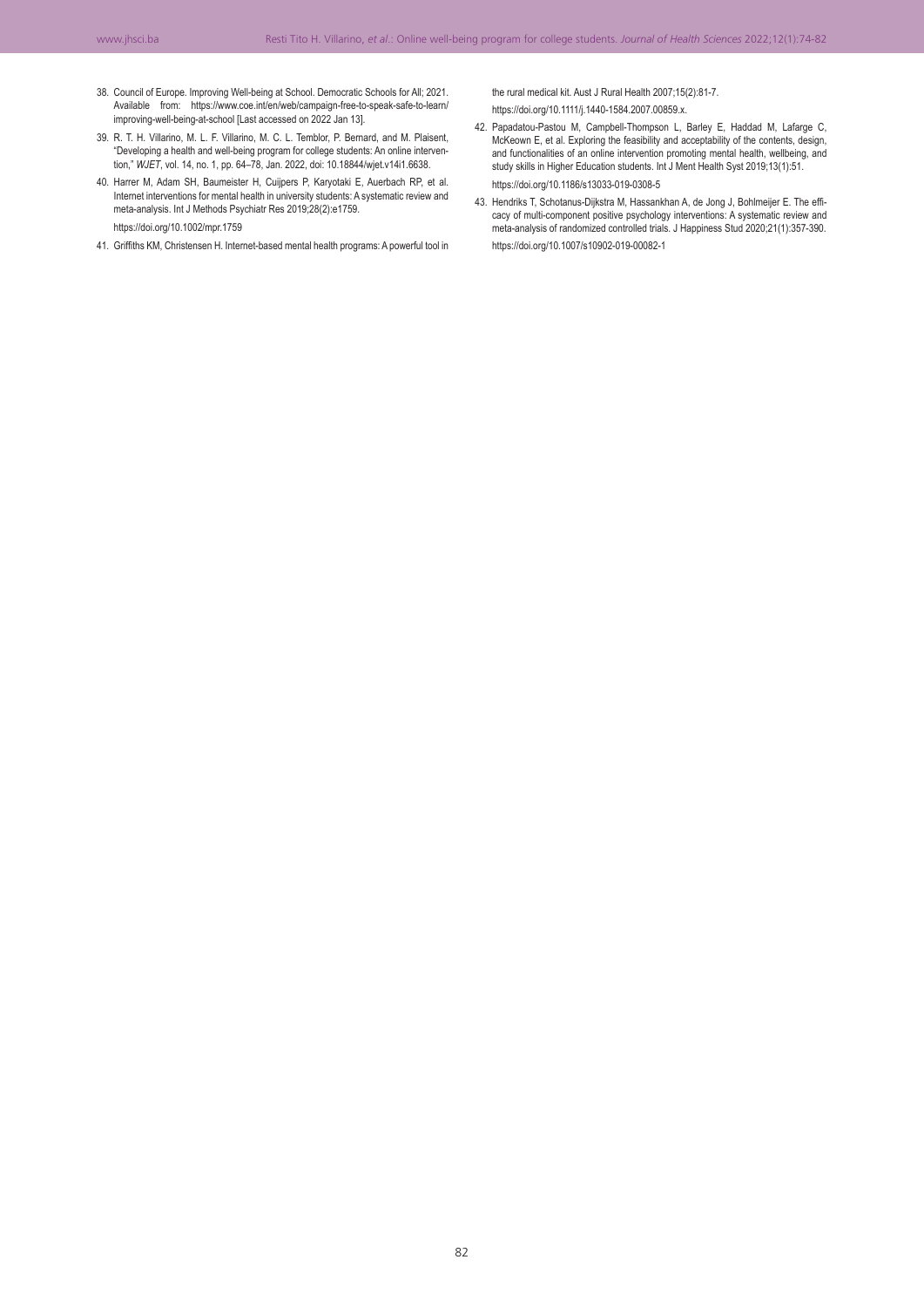38. Council of Europe. Improving Well-being at School. Democratic Schools for All; 2021. Available from: https://www.coe.int/en/web/campaign-free-to-speak-safe-to-learn/improving-well-being-at-school [Last accessed on 2022 Jan 13].
39. R. T. H. Villarino, M. L. F. Villarino, M. C. L. Temblor, P. Bernard, and M. Plaisent, "Developing a health and well-being program for college students: An online intervention," *WJET*, vol. 14, no. 1, pp. 64–78, Jan. 2022, doi: 10.18844/wjet.v14i1.6638.
40. Harrer M, Adam SH, Baumeister H, Cuijpers P, Karyotaki E, Auerbach RP, et al. Internet interventions for mental health in university students: A systematic review and meta-analysis. Int J Methods Psychiatr Res 2019;28(2):e1759.

    https://doi.org/10.1002/mpr.1759
41. Griffiths KM, Christensen H. Internet-based mental health programs: A powerful tool in the rural medical kit. Aust J Rural Health 2007;15(2):81-7.

    https://doi.org/10.1111/j.1440-1584.2007.00859.x.
42. Papadatou-Pastou M, Campbell-Thompson L, Barley E, Haddad M, Lafarge C, McKeown E, et al. Exploring the feasibility and acceptability of the contents, design, and functionalities of an online intervention promoting mental health, wellbeing, and study skills in Higher Education students. Int J Ment Health Syst 2019;13(1):51.

    https://doi.org/10.1186/s13033-019-0308-5
43. Hendriks T, Schotanus-Dijkstra M, Hassankhan A, de Jong J, Bohlmeijer E. The efficacy of multi-component positive psychology interventions: A systematic review and meta-analysis of randomized controlled trials. J Happiness Stud 2020;21(1):357-390.

    https://doi.org/10.1007/s10902-019-00082-1